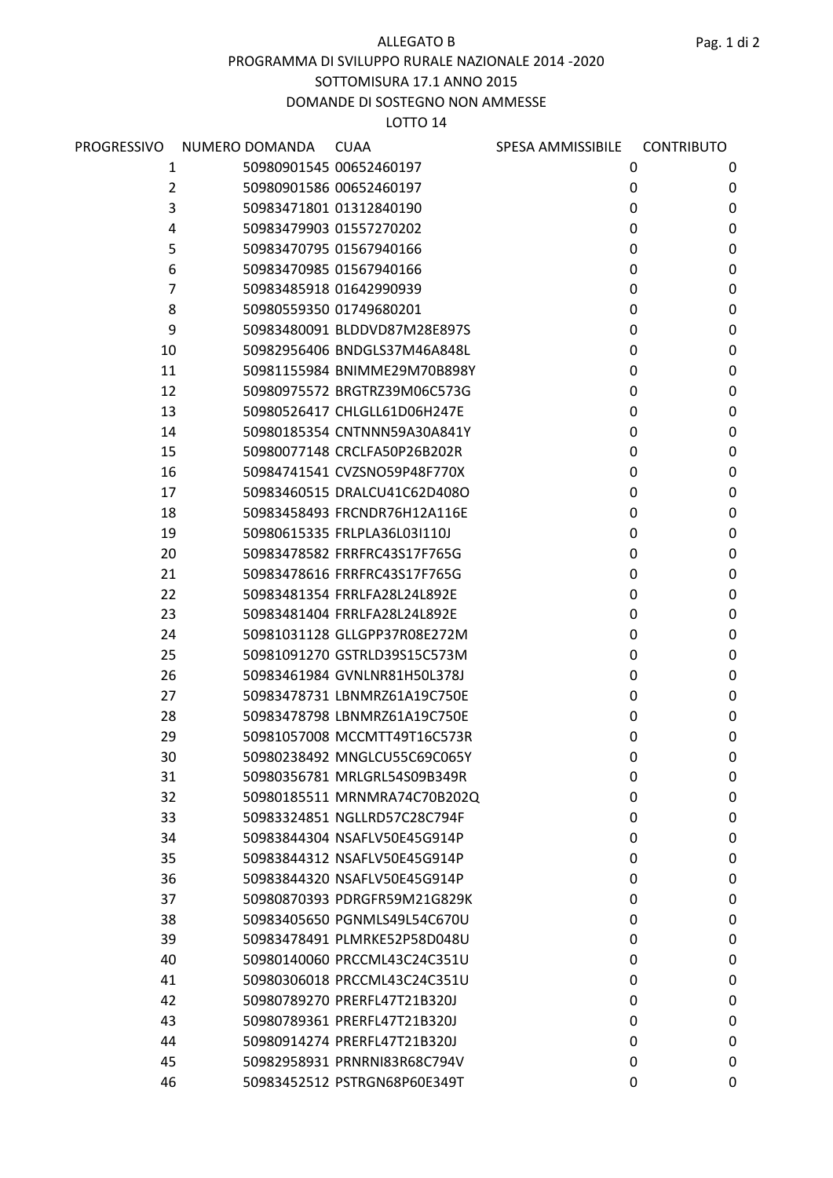ALLEGATO B

PROGRAMMA DI SVILUPPO RURALE NAZIONALE 2014 -2020

SOTTOMISURA 17.1 ANNO 2015

DOMANDE DI SOSTEGNO NON AMMESSE

LOTTO 14

| PROGRESSIVO | NUMERO DOMANDA | CUAA | SPESA AMMISSIBILE | CONTRIBUTO |
|---|---|---|---|---|
| 1 | 50980901545 | 00652460197 | 0 | 0 |
| 2 | 50980901586 | 00652460197 | 0 | 0 |
| 3 | 50983471801 | 01312840190 | 0 | 0 |
| 4 | 50983479903 | 01557270202 | 0 | 0 |
| 5 | 50983470795 | 01567940166 | 0 | 0 |
| 6 | 50983470985 | 01567940166 | 0 | 0 |
| 7 | 50983485918 | 01642990939 | 0 | 0 |
| 8 | 50980559350 | 01749680201 | 0 | 0 |
| 9 | 50983480091 | BLDDVD87M28E897S | 0 | 0 |
| 10 | 50982956406 | BNDGLS37M46A848L | 0 | 0 |
| 11 | 50981155984 | BNIMME29M70B898Y | 0 | 0 |
| 12 | 50980975572 | BRGTRZ39M06C573G | 0 | 0 |
| 13 | 50980526417 | CHLGLL61D06H247E | 0 | 0 |
| 14 | 50980185354 | CNTNNN59A30A841Y | 0 | 0 |
| 15 | 50980077148 | CRCLFA50P26B202R | 0 | 0 |
| 16 | 50984741541 | CVZSNO59P48F770X | 0 | 0 |
| 17 | 50983460515 | DRALCU41C62D408O | 0 | 0 |
| 18 | 50983458493 | FRCNDR76H12A116E | 0 | 0 |
| 19 | 50980615335 | FRLPLA36L03I110J | 0 | 0 |
| 20 | 50983478582 | FRRFRC43S17F765G | 0 | 0 |
| 21 | 50983478616 | FRRFRC43S17F765G | 0 | 0 |
| 22 | 50983481354 | FRRLFA28L24L892E | 0 | 0 |
| 23 | 50983481404 | FRRLFA28L24L892E | 0 | 0 |
| 24 | 50981031128 | GLLGPP37R08E272M | 0 | 0 |
| 25 | 50981091270 | GSTRLD39S15C573M | 0 | 0 |
| 26 | 50983461984 | GVNLNR81H50L378J | 0 | 0 |
| 27 | 50983478731 | LBNMRZ61A19C750E | 0 | 0 |
| 28 | 50983478798 | LBNMRZ61A19C750E | 0 | 0 |
| 29 | 50981057008 | MCCMTT49T16C573R | 0 | 0 |
| 30 | 50980238492 | MNGLCU55C69C065Y | 0 | 0 |
| 31 | 50980356781 | MRLGRL54S09B349R | 0 | 0 |
| 32 | 50980185511 | MRNMRA74C70B202Q | 0 | 0 |
| 33 | 50983324851 | NGLLRD57C28C794F | 0 | 0 |
| 34 | 50983844304 | NSAFLV50E45G914P | 0 | 0 |
| 35 | 50983844312 | NSAFLV50E45G914P | 0 | 0 |
| 36 | 50983844320 | NSAFLV50E45G914P | 0 | 0 |
| 37 | 50980870393 | PDRGFR59M21G829K | 0 | 0 |
| 38 | 50983405650 | PGNMLS49L54C670U | 0 | 0 |
| 39 | 50983478491 | PLMRKE52P58D048U | 0 | 0 |
| 40 | 50980140060 | PRCCML43C24C351U | 0 | 0 |
| 41 | 50980306018 | PRCCML43C24C351U | 0 | 0 |
| 42 | 50980789270 | PRERFL47T21B320J | 0 | 0 |
| 43 | 50980789361 | PRERFL47T21B320J | 0 | 0 |
| 44 | 50980914274 | PRERFL47T21B320J | 0 | 0 |
| 45 | 50982958931 | PRNRNI83R68C794V | 0 | 0 |
| 46 | 50983452512 | PSTRGN68P60E349T | 0 | 0 |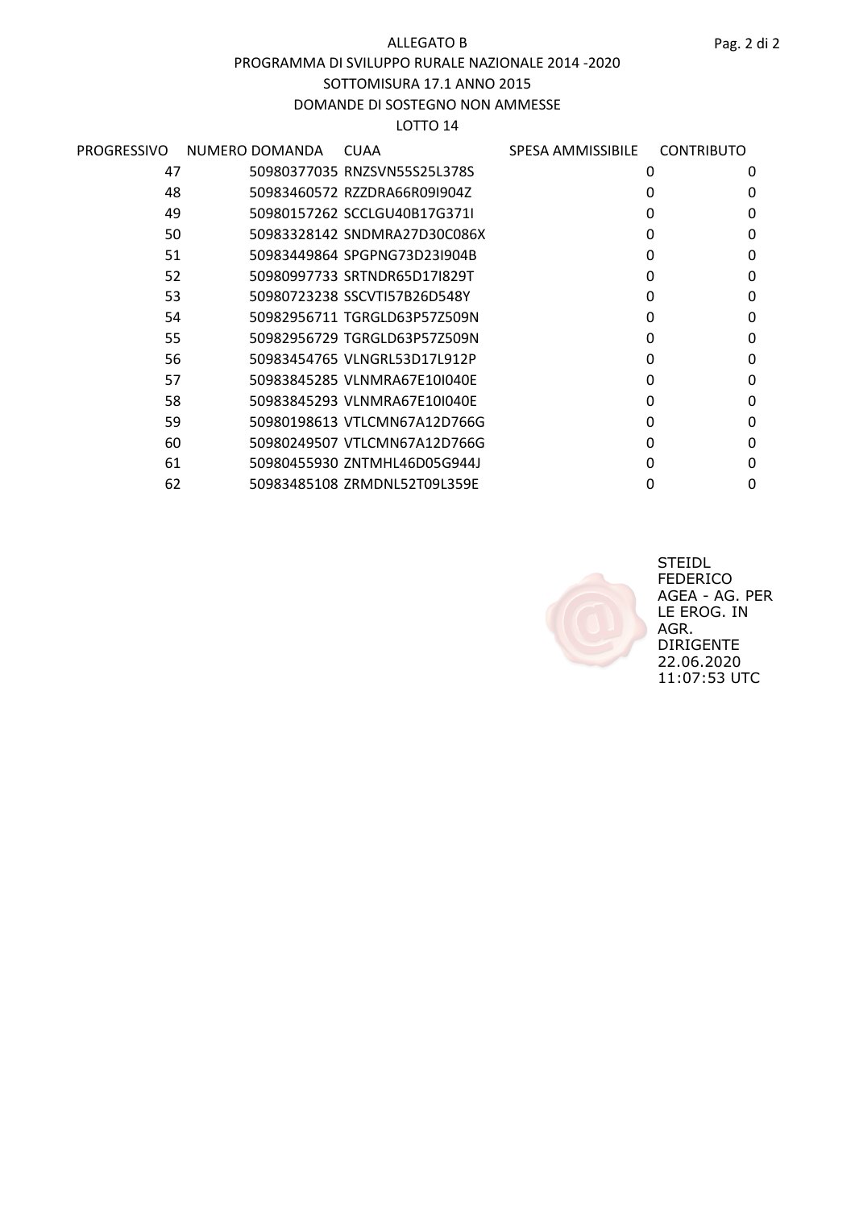ALLEGATO B

PROGRAMMA DI SVILUPPO RURALE NAZIONALE 2014 -2020

SOTTOMISURA 17.1 ANNO 2015

DOMANDE DI SOSTEGNO NON AMMESSE

LOTTO 14

| PROGRESSIVO | NUMERO DOMANDA | CUAA | SPESA AMMISSIBILE | CONTRIBUTO |
|---|---|---|---|---|
| 47 | 50980377035 | RNZSVN55S25L378S | 0 | 0 |
| 48 | 50983460572 | RZZDRA66R09I904Z | 0 | 0 |
| 49 | 50980157262 | SCCLGU40B17G371I | 0 | 0 |
| 50 | 50983328142 | SNDMRA27D30C086X | 0 | 0 |
| 51 | 50983449864 | SPGPNG73D23I904B | 0 | 0 |
| 52 | 50980997733 | SRTNDR65D17I829T | 0 | 0 |
| 53 | 50980723238 | SSCVTI57B26D548Y | 0 | 0 |
| 54 | 50982956711 | TGRGLD63P57Z509N | 0 | 0 |
| 55 | 50982956729 | TGRGLD63P57Z509N | 0 | 0 |
| 56 | 50983454765 | VLNGRL53D17L912P | 0 | 0 |
| 57 | 50983845285 | VLNMRA67E10I040E | 0 | 0 |
| 58 | 50983845293 | VLNMRA67E10I040E | 0 | 0 |
| 59 | 50980198613 | VTLCMN67A12D766G | 0 | 0 |
| 60 | 50980249507 | VTLCMN67A12D766G | 0 | 0 |
| 61 | 50980455930 | ZNTMHL46D05G944J | 0 | 0 |
| 62 | 50983485108 | ZRMDNL52T09L359E | 0 | 0 |

STEIDL
FEDERICO
AGEA - AG. PER
LE EROG. IN
AGR.
DIRIGENTE
22.06.2020
11:07:53 UTC